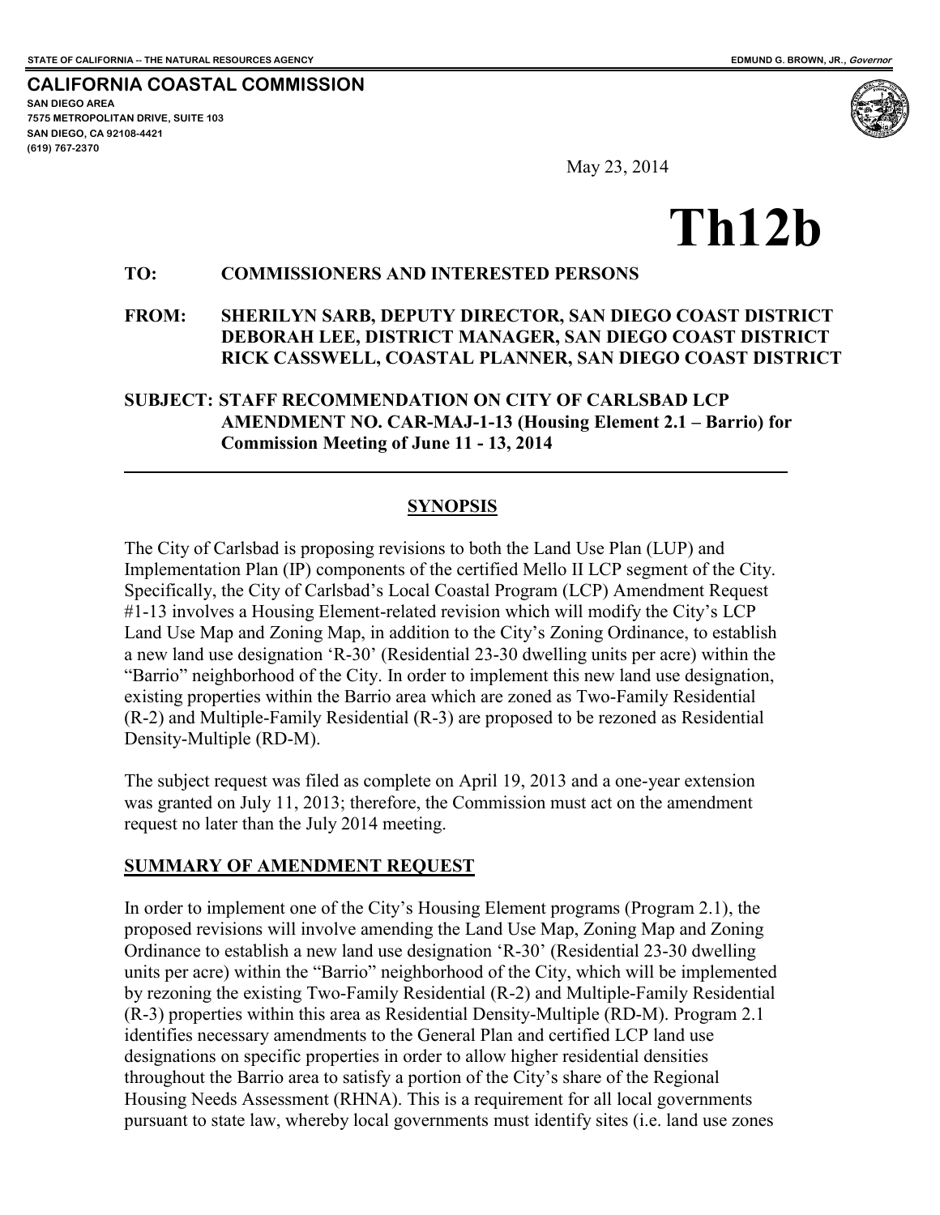STATE OF CALIFORNIA -- THE NATURAL RESOURCES AGENCY EDMUND G. BROWN, JR., *Governor*

**CALIFORNIA COASTAL COMMISSION**
**SAN DIEGO AREA**
**7575 METROPOLITAN DRIVE, SUITE 103**
**SAN DIEGO, CA 92108-4421**
**(619) 767-2370**

May 23, 2014

# Th12b

**TO: COMMISSIONERS AND INTERESTED PERSONS**

**FROM: SHERILYN SARB, DEPUTY DIRECTOR, SAN DIEGO COAST DISTRICT**
**DEBORAH LEE, DISTRICT MANAGER, SAN DIEGO COAST DISTRICT**
**RICK CASSWELL, COASTAL PLANNER, SAN DIEGO COAST DISTRICT**

**SUBJECT: STAFF RECOMMENDATION ON CITY OF CARLSBAD LCP AMENDMENT NO. CAR-MAJ-1-13 (Housing Element 2.1 – Barrio) for Commission Meeting of June 11 - 13, 2014**

## SYNOPSIS

The City of Carlsbad is proposing revisions to both the Land Use Plan (LUP) and Implementation Plan (IP) components of the certified Mello II LCP segment of the City. Specifically, the City of Carlsbad's Local Coastal Program (LCP) Amendment Request #1-13 involves a Housing Element-related revision which will modify the City's LCP Land Use Map and Zoning Map, in addition to the City's Zoning Ordinance, to establish a new land use designation 'R-30' (Residential 23-30 dwelling units per acre) within the "Barrio" neighborhood of the City. In order to implement this new land use designation, existing properties within the Barrio area which are zoned as Two-Family Residential (R-2) and Multiple-Family Residential (R-3) are proposed to be rezoned as Residential Density-Multiple (RD-M).

The subject request was filed as complete on April 19, 2013 and a one-year extension was granted on July 11, 2013; therefore, the Commission must act on the amendment request no later than the July 2014 meeting.

## SUMMARY OF AMENDMENT REQUEST

In order to implement one of the City's Housing Element programs (Program 2.1), the proposed revisions will involve amending the Land Use Map, Zoning Map and Zoning Ordinance to establish a new land use designation 'R-30' (Residential 23-30 dwelling units per acre) within the "Barrio" neighborhood of the City, which will be implemented by rezoning the existing Two-Family Residential (R-2) and Multiple-Family Residential (R-3) properties within this area as Residential Density-Multiple (RD-M). Program 2.1 identifies necessary amendments to the General Plan and certified LCP land use designations on specific properties in order to allow higher residential densities throughout the Barrio area to satisfy a portion of the City's share of the Regional Housing Needs Assessment (RHNA). This is a requirement for all local governments pursuant to state law, whereby local governments must identify sites (i.e. land use zones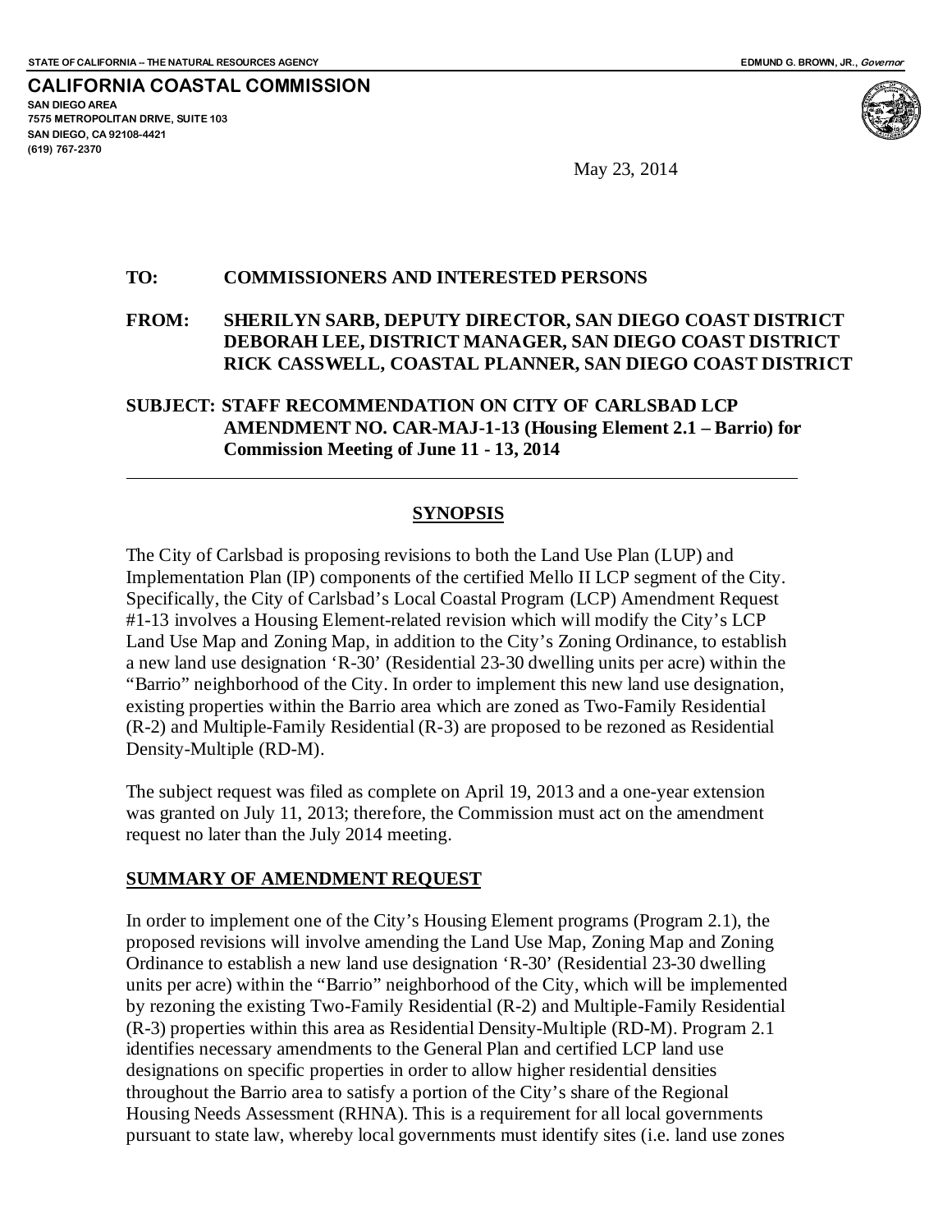STATE OF CALIFORNIA -- THE NATURAL RESOURCES AGENCY

EDMUND G. BROWN, JR., *Governor*

**CALIFORNIA COASTAL COMMISSION**

SAN DIEGO AREA
7575 METROPOLITAN DRIVE, SUITE 103
SAN DIEGO, CA 92108-4421
(619) 767-2370

May 23, 2014

**TO: COMMISSIONERS AND INTERESTED PERSONS**

**FROM: SHERILYN SARB, DEPUTY DIRECTOR, SAN DIEGO COAST DISTRICT**
**DEBORAH LEE, DISTRICT MANAGER, SAN DIEGO COAST DISTRICT**
**RICK CASSWELL, COASTAL PLANNER, SAN DIEGO COAST DISTRICT**

**SUBJECT: STAFF RECOMMENDATION ON CITY OF CARLSBAD LCP AMENDMENT NO. CAR-MAJ-1-13 (Housing Element 2.1 – Barrio) for Commission Meeting of June 11 - 13, 2014**

---

## SYNOPSIS

The City of Carlsbad is proposing revisions to both the Land Use Plan (LUP) and Implementation Plan (IP) components of the certified Mello II LCP segment of the City. Specifically, the City of Carlsbad's Local Coastal Program (LCP) Amendment Request #1-13 involves a Housing Element-related revision which will modify the City's LCP Land Use Map and Zoning Map, in addition to the City's Zoning Ordinance, to establish a new land use designation 'R-30' (Residential 23-30 dwelling units per acre) within the "Barrio" neighborhood of the City. In order to implement this new land use designation, existing properties within the Barrio area which are zoned as Two-Family Residential (R-2) and Multiple-Family Residential (R-3) are proposed to be rezoned as Residential Density-Multiple (RD-M).

The subject request was filed as complete on April 19, 2013 and a one-year extension was granted on July 11, 2013; therefore, the Commission must act on the amendment request no later than the July 2014 meeting.

## SUMMARY OF AMENDMENT REQUEST

In order to implement one of the City's Housing Element programs (Program 2.1), the proposed revisions will involve amending the Land Use Map, Zoning Map and Zoning Ordinance to establish a new land use designation 'R-30' (Residential 23-30 dwelling units per acre) within the "Barrio" neighborhood of the City, which will be implemented by rezoning the existing Two-Family Residential (R-2) and Multiple-Family Residential (R-3) properties within this area as Residential Density-Multiple (RD-M). Program 2.1 identifies necessary amendments to the General Plan and certified LCP land use designations on specific properties in order to allow higher residential densities throughout the Barrio area to satisfy a portion of the City's share of the Regional Housing Needs Assessment (RHNA). This is a requirement for all local governments pursuant to state law, whereby local governments must identify sites (i.e. land use zones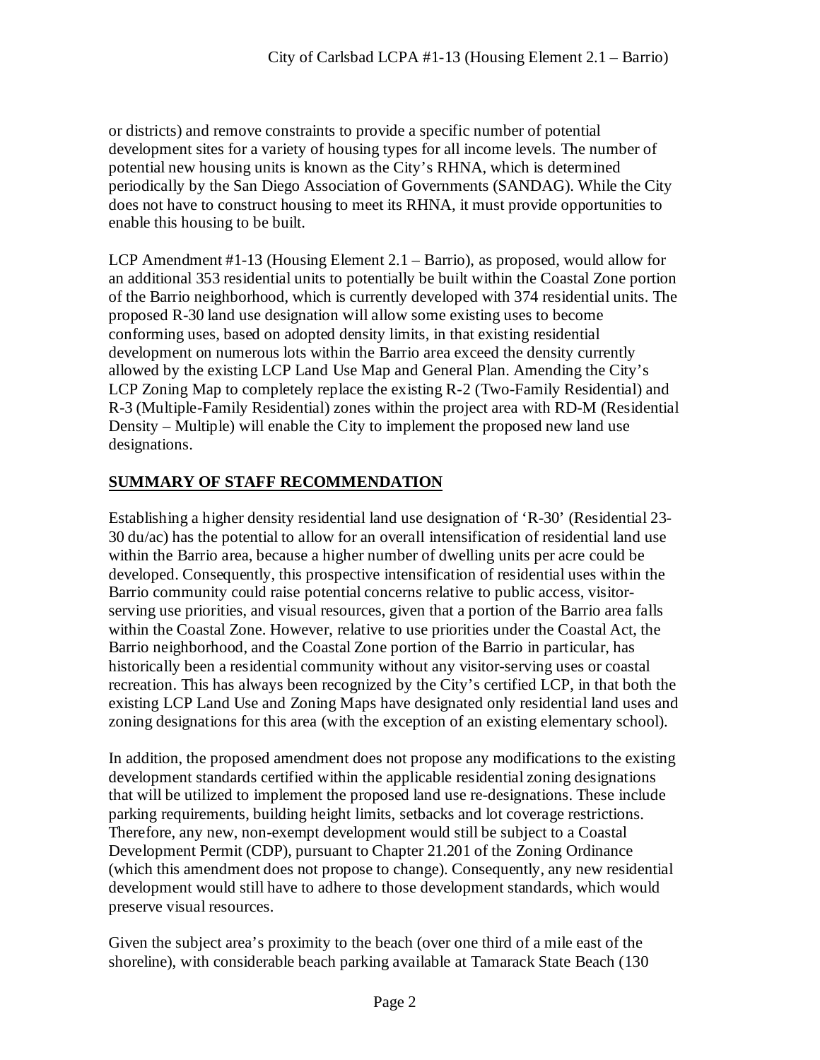or districts) and remove constraints to provide a specific number of potential development sites for a variety of housing types for all income levels. The number of potential new housing units is known as the City's RHNA, which is determined periodically by the San Diego Association of Governments (SANDAG). While the City does not have to construct housing to meet its RHNA, it must provide opportunities to enable this housing to be built.

LCP Amendment #1-13 (Housing Element 2.1 – Barrio), as proposed, would allow for an additional 353 residential units to potentially be built within the Coastal Zone portion of the Barrio neighborhood, which is currently developed with 374 residential units. The proposed R-30 land use designation will allow some existing uses to become conforming uses, based on adopted density limits, in that existing residential development on numerous lots within the Barrio area exceed the density currently allowed by the existing LCP Land Use Map and General Plan. Amending the City's LCP Zoning Map to completely replace the existing R-2 (Two-Family Residential) and R-3 (Multiple-Family Residential) zones within the project area with RD-M (Residential Density – Multiple) will enable the City to implement the proposed new land use designations.

## SUMMARY OF STAFF RECOMMENDATION

Establishing a higher density residential land use designation of 'R-30' (Residential 23-30 du/ac) has the potential to allow for an overall intensification of residential land use within the Barrio area, because a higher number of dwelling units per acre could be developed. Consequently, this prospective intensification of residential uses within the Barrio community could raise potential concerns relative to public access, visitor-serving use priorities, and visual resources, given that a portion of the Barrio area falls within the Coastal Zone. However, relative to use priorities under the Coastal Act, the Barrio neighborhood, and the Coastal Zone portion of the Barrio in particular, has historically been a residential community without any visitor-serving uses or coastal recreation. This has always been recognized by the City's certified LCP, in that both the existing LCP Land Use and Zoning Maps have designated only residential land uses and zoning designations for this area (with the exception of an existing elementary school).

In addition, the proposed amendment does not propose any modifications to the existing development standards certified within the applicable residential zoning designations that will be utilized to implement the proposed land use re-designations. These include parking requirements, building height limits, setbacks and lot coverage restrictions. Therefore, any new, non-exempt development would still be subject to a Coastal Development Permit (CDP), pursuant to Chapter 21.201 of the Zoning Ordinance (which this amendment does not propose to change). Consequently, any new residential development would still have to adhere to those development standards, which would preserve visual resources.

Given the subject area's proximity to the beach (over one third of a mile east of the shoreline), with considerable beach parking available at Tamarack State Beach (130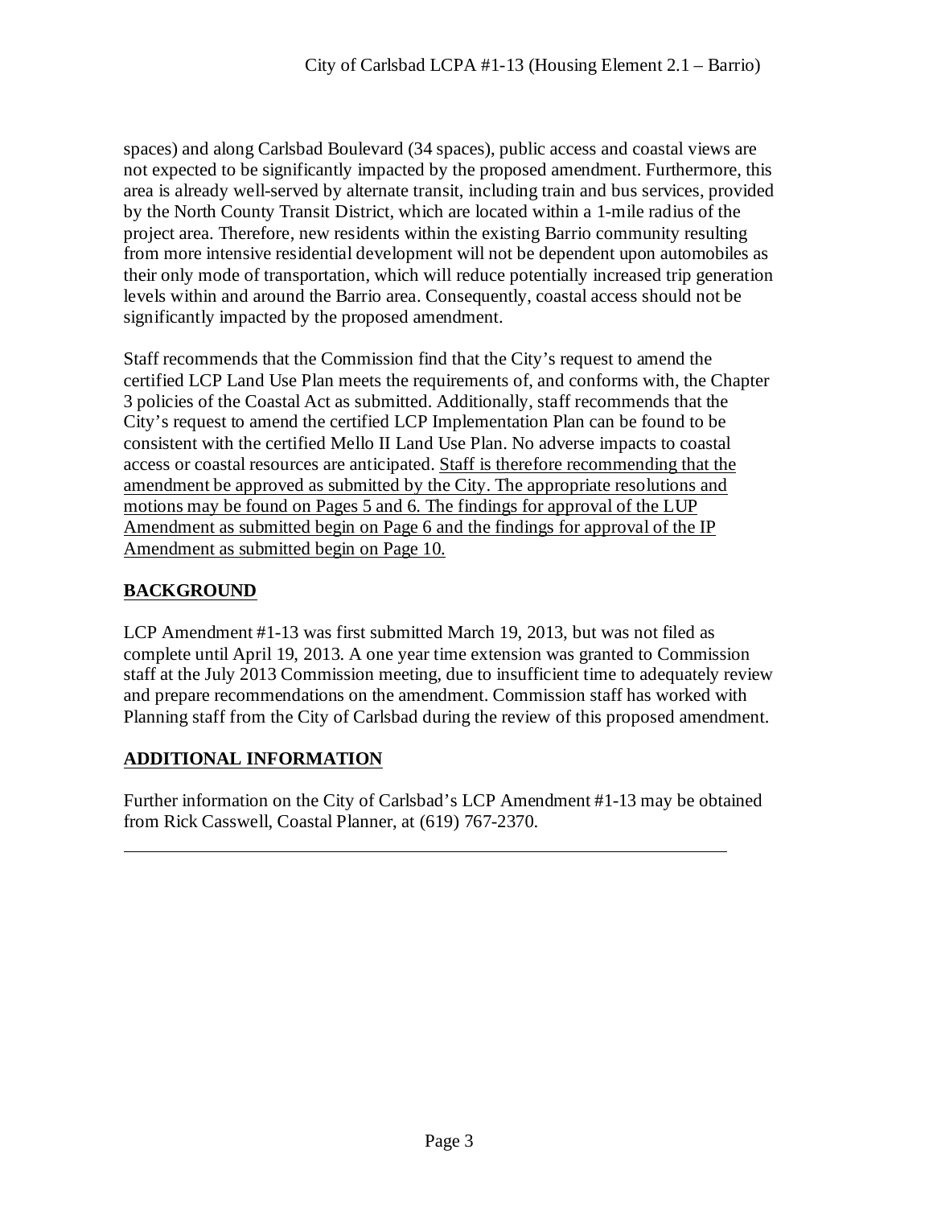spaces) and along Carlsbad Boulevard (34 spaces), public access and coastal views are not expected to be significantly impacted by the proposed amendment. Furthermore, this area is already well-served by alternate transit, including train and bus services, provided by the North County Transit District, which are located within a 1-mile radius of the project area. Therefore, new residents within the existing Barrio community resulting from more intensive residential development will not be dependent upon automobiles as their only mode of transportation, which will reduce potentially increased trip generation levels within and around the Barrio area. Consequently, coastal access should not be significantly impacted by the proposed amendment.

Staff recommends that the Commission find that the City's request to amend the certified LCP Land Use Plan meets the requirements of, and conforms with, the Chapter 3 policies of the Coastal Act as submitted. Additionally, staff recommends that the City's request to amend the certified LCP Implementation Plan can be found to be consistent with the certified Mello II Land Use Plan. No adverse impacts to coastal access or coastal resources are anticipated. Staff is therefore recommending that the amendment be approved as submitted by the City. The appropriate resolutions and motions may be found on Pages 5 and 6. The findings for approval of the LUP Amendment as submitted begin on Page 6 and the findings for approval of the IP Amendment as submitted begin on Page 10.

## BACKGROUND

LCP Amendment #1-13 was first submitted March 19, 2013, but was not filed as complete until April 19, 2013. A one year time extension was granted to Commission staff at the July 2013 Commission meeting, due to insufficient time to adequately review and prepare recommendations on the amendment. Commission staff has worked with Planning staff from the City of Carlsbad during the review of this proposed amendment.

## ADDITIONAL INFORMATION

Further information on the City of Carlsbad's LCP Amendment #1-13 may be obtained from Rick Casswell, Coastal Planner, at (619) 767-2370.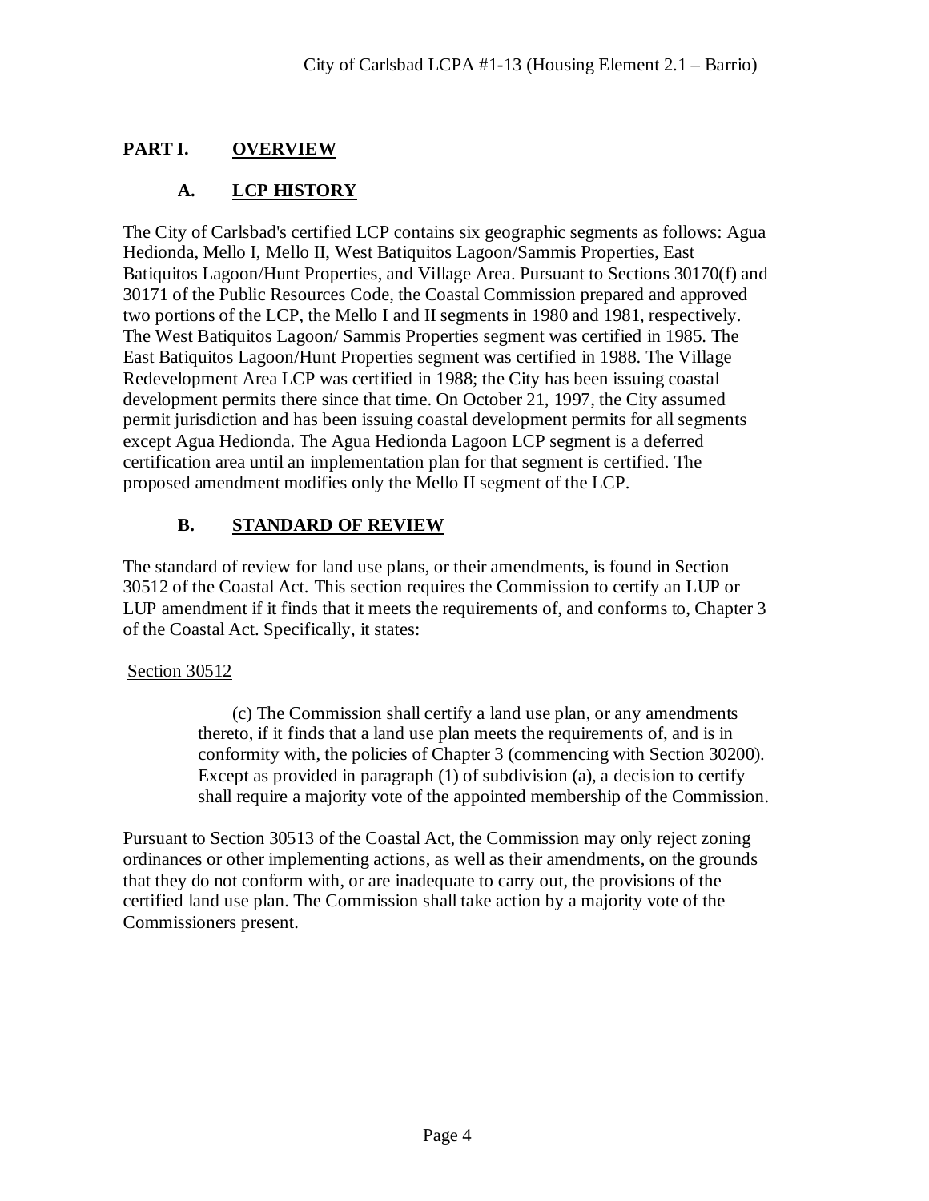## PART I. OVERVIEW

### A. LCP HISTORY

The City of Carlsbad's certified LCP contains six geographic segments as follows: Agua Hedionda, Mello I, Mello II, West Batiquitos Lagoon/Sammis Properties, East Batiquitos Lagoon/Hunt Properties, and Village Area. Pursuant to Sections 30170(f) and 30171 of the Public Resources Code, the Coastal Commission prepared and approved two portions of the LCP, the Mello I and II segments in 1980 and 1981, respectively. The West Batiquitos Lagoon/ Sammis Properties segment was certified in 1985. The East Batiquitos Lagoon/Hunt Properties segment was certified in 1988. The Village Redevelopment Area LCP was certified in 1988; the City has been issuing coastal development permits there since that time. On October 21, 1997, the City assumed permit jurisdiction and has been issuing coastal development permits for all segments except Agua Hedionda. The Agua Hedionda Lagoon LCP segment is a deferred certification area until an implementation plan for that segment is certified. The proposed amendment modifies only the Mello II segment of the LCP.

### B. STANDARD OF REVIEW

The standard of review for land use plans, or their amendments, is found in Section 30512 of the Coastal Act. This section requires the Commission to certify an LUP or LUP amendment if it finds that it meets the requirements of, and conforms to, Chapter 3 of the Coastal Act. Specifically, it states:

Section 30512

> (c) The Commission shall certify a land use plan, or any amendments thereto, if it finds that a land use plan meets the requirements of, and is in conformity with, the policies of Chapter 3 (commencing with Section 30200). Except as provided in paragraph (1) of subdivision (a), a decision to certify shall require a majority vote of the appointed membership of the Commission.

Pursuant to Section 30513 of the Coastal Act, the Commission may only reject zoning ordinances or other implementing actions, as well as their amendments, on the grounds that they do not conform with, or are inadequate to carry out, the provisions of the certified land use plan. The Commission shall take action by a majority vote of the Commissioners present.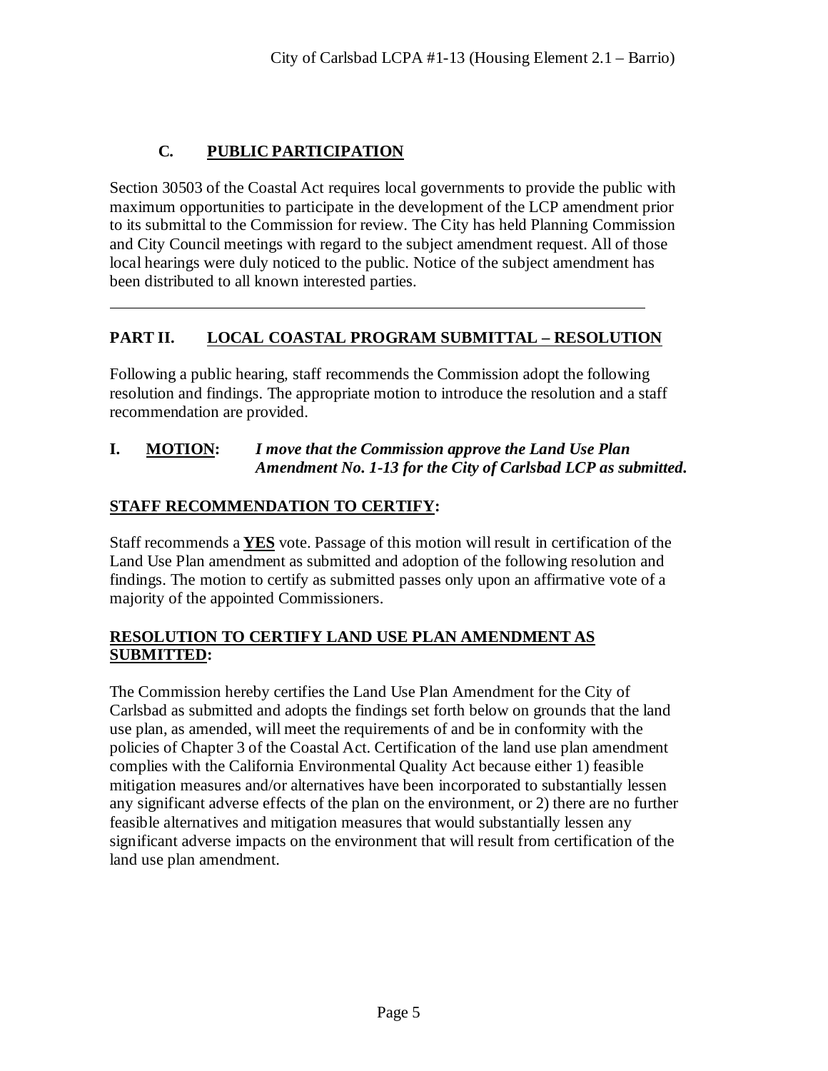### C. PUBLIC PARTICIPATION

Section 30503 of the Coastal Act requires local governments to provide the public with maximum opportunities to participate in the development of the LCP amendment prior to its submittal to the Commission for review. The City has held Planning Commission and City Council meetings with regard to the subject amendment request. All of those local hearings were duly noticed to the public. Notice of the subject amendment has been distributed to all known interested parties.

---

## PART II. LOCAL COASTAL PROGRAM SUBMITTAL – RESOLUTION

Following a public hearing, staff recommends the Commission adopt the following resolution and findings. The appropriate motion to introduce the resolution and a staff recommendation are provided.

**I. MOTION:** ***I move that the Commission approve the Land Use Plan Amendment No. 1-13 for the City of Carlsbad LCP as submitted.***

**STAFF RECOMMENDATION TO CERTIFY:**

Staff recommends a **YES** vote. Passage of this motion will result in certification of the Land Use Plan amendment as submitted and adoption of the following resolution and findings. The motion to certify as submitted passes only upon an affirmative vote of a majority of the appointed Commissioners.

**RESOLUTION TO CERTIFY LAND USE PLAN AMENDMENT AS SUBMITTED:**

The Commission hereby certifies the Land Use Plan Amendment for the City of Carlsbad as submitted and adopts the findings set forth below on grounds that the land use plan, as amended, will meet the requirements of and be in conformity with the policies of Chapter 3 of the Coastal Act. Certification of the land use plan amendment complies with the California Environmental Quality Act because either 1) feasible mitigation measures and/or alternatives have been incorporated to substantially lessen any significant adverse effects of the plan on the environment, or 2) there are no further feasible alternatives and mitigation measures that would substantially lessen any significant adverse impacts on the environment that will result from certification of the land use plan amendment.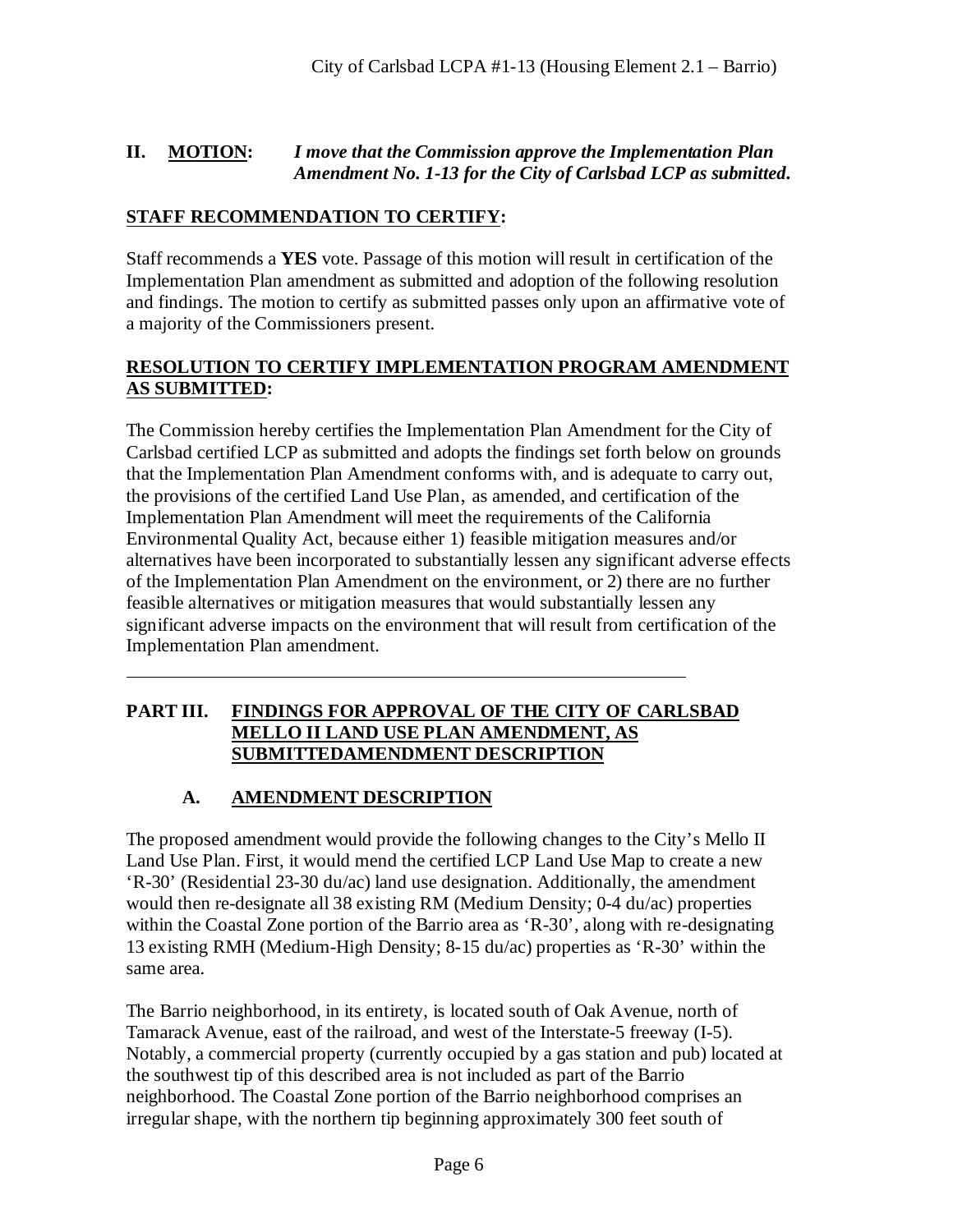## II. MOTION: *I move that the Commission approve the Implementation Plan Amendment No. 1-13 for the City of Carlsbad LCP as submitted.*

**STAFF RECOMMENDATION TO CERTIFY:**

Staff recommends a **YES** vote. Passage of this motion will result in certification of the Implementation Plan amendment as submitted and adoption of the following resolution and findings. The motion to certify as submitted passes only upon an affirmative vote of a majority of the Commissioners present.

**RESOLUTION TO CERTIFY IMPLEMENTATION PROGRAM AMENDMENT AS SUBMITTED:**

The Commission hereby certifies the Implementation Plan Amendment for the City of Carlsbad certified LCP as submitted and adopts the findings set forth below on grounds that the Implementation Plan Amendment conforms with, and is adequate to carry out, the provisions of the certified Land Use Plan, as amended, and certification of the Implementation Plan Amendment will meet the requirements of the California Environmental Quality Act, because either 1) feasible mitigation measures and/or alternatives have been incorporated to substantially lessen any significant adverse effects of the Implementation Plan Amendment on the environment, or 2) there are no further feasible alternatives or mitigation measures that would substantially lessen any significant adverse impacts on the environment that will result from certification of the Implementation Plan amendment.

---

## PART III. FINDINGS FOR APPROVAL OF THE CITY OF CARLSBAD MELLO II LAND USE PLAN AMENDMENT, AS SUBMITTEDAMENDMENT DESCRIPTION

### A. AMENDMENT DESCRIPTION

The proposed amendment would provide the following changes to the City's Mello II Land Use Plan. First, it would mend the certified LCP Land Use Map to create a new 'R-30' (Residential 23-30 du/ac) land use designation. Additionally, the amendment would then re-designate all 38 existing RM (Medium Density; 0-4 du/ac) properties within the Coastal Zone portion of the Barrio area as 'R-30', along with re-designating 13 existing RMH (Medium-High Density; 8-15 du/ac) properties as 'R-30' within the same area.

The Barrio neighborhood, in its entirety, is located south of Oak Avenue, north of Tamarack Avenue, east of the railroad, and west of the Interstate-5 freeway (I-5). Notably, a commercial property (currently occupied by a gas station and pub) located at the southwest tip of this described area is not included as part of the Barrio neighborhood. The Coastal Zone portion of the Barrio neighborhood comprises an irregular shape, with the northern tip beginning approximately 300 feet south of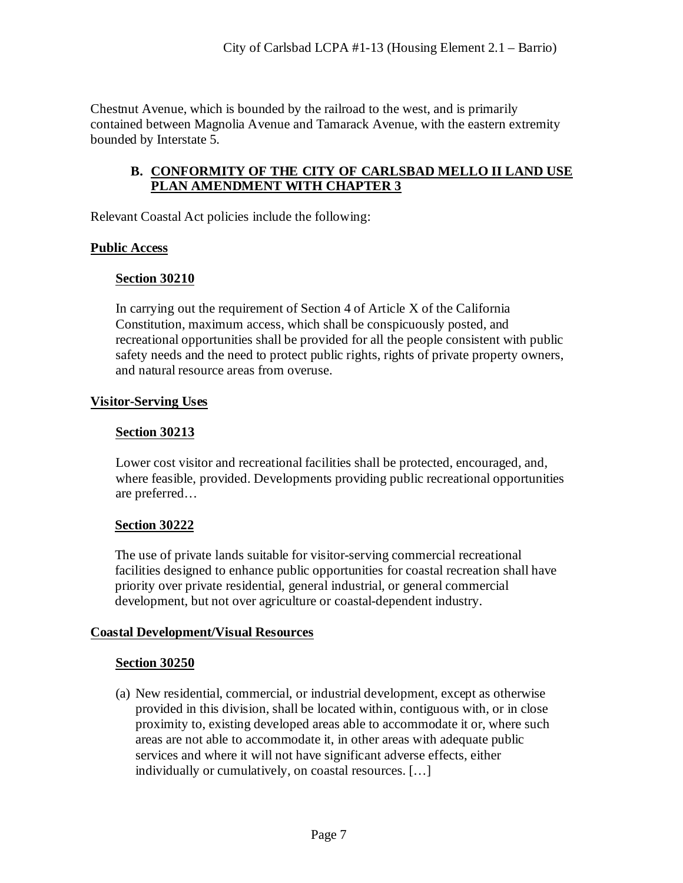Chestnut Avenue, which is bounded by the railroad to the west, and is primarily contained between Magnolia Avenue and Tamarack Avenue, with the eastern extremity bounded by Interstate 5.

### B. CONFORMITY OF THE CITY OF CARLSBAD MELLO II LAND USE PLAN AMENDMENT WITH CHAPTER 3

Relevant Coastal Act policies include the following:

**Public Access**

**Section 30210**

In carrying out the requirement of Section 4 of Article X of the California Constitution, maximum access, which shall be conspicuously posted, and recreational opportunities shall be provided for all the people consistent with public safety needs and the need to protect public rights, rights of private property owners, and natural resource areas from overuse.

**Visitor-Serving Uses**

**Section 30213**

Lower cost visitor and recreational facilities shall be protected, encouraged, and, where feasible, provided. Developments providing public recreational opportunities are preferred…

**Section 30222**

The use of private lands suitable for visitor-serving commercial recreational facilities designed to enhance public opportunities for coastal recreation shall have priority over private residential, general industrial, or general commercial development, but not over agriculture or coastal-dependent industry.

**Coastal Development/Visual Resources**

**Section 30250**

(a) New residential, commercial, or industrial development, except as otherwise provided in this division, shall be located within, contiguous with, or in close proximity to, existing developed areas able to accommodate it or, where such areas are not able to accommodate it, in other areas with adequate public services and where it will not have significant adverse effects, either individually or cumulatively, on coastal resources. […]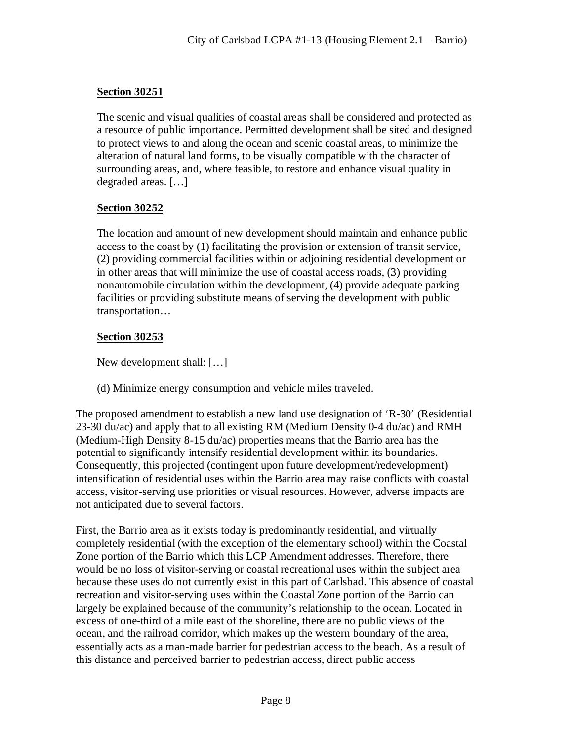**Section 30251**

The scenic and visual qualities of coastal areas shall be considered and protected as a resource of public importance. Permitted development shall be sited and designed to protect views to and along the ocean and scenic coastal areas, to minimize the alteration of natural land forms, to be visually compatible with the character of surrounding areas, and, where feasible, to restore and enhance visual quality in degraded areas. […]

**Section 30252**

The location and amount of new development should maintain and enhance public access to the coast by (1) facilitating the provision or extension of transit service, (2) providing commercial facilities within or adjoining residential development or in other areas that will minimize the use of coastal access roads, (3) providing nonautomobile circulation within the development, (4) provide adequate parking facilities or providing substitute means of serving the development with public transportation…

**Section 30253**

New development shall: […]

(d) Minimize energy consumption and vehicle miles traveled.

The proposed amendment to establish a new land use designation of 'R-30' (Residential 23-30 du/ac) and apply that to all existing RM (Medium Density 0-4 du/ac) and RMH (Medium-High Density 8-15 du/ac) properties means that the Barrio area has the potential to significantly intensify residential development within its boundaries. Consequently, this projected (contingent upon future development/redevelopment) intensification of residential uses within the Barrio area may raise conflicts with coastal access, visitor-serving use priorities or visual resources. However, adverse impacts are not anticipated due to several factors.

First, the Barrio area as it exists today is predominantly residential, and virtually completely residential (with the exception of the elementary school) within the Coastal Zone portion of the Barrio which this LCP Amendment addresses. Therefore, there would be no loss of visitor-serving or coastal recreational uses within the subject area because these uses do not currently exist in this part of Carlsbad. This absence of coastal recreation and visitor-serving uses within the Coastal Zone portion of the Barrio can largely be explained because of the community's relationship to the ocean. Located in excess of one-third of a mile east of the shoreline, there are no public views of the ocean, and the railroad corridor, which makes up the western boundary of the area, essentially acts as a man-made barrier for pedestrian access to the beach. As a result of this distance and perceived barrier to pedestrian access, direct public access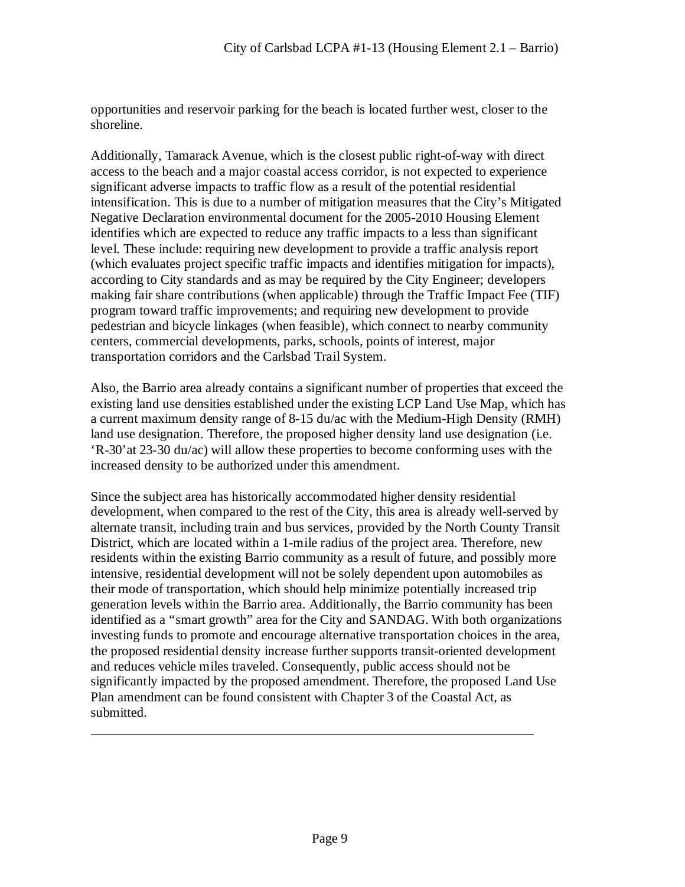opportunities and reservoir parking for the beach is located further west, closer to the shoreline.

Additionally, Tamarack Avenue, which is the closest public right-of-way with direct access to the beach and a major coastal access corridor, is not expected to experience significant adverse impacts to traffic flow as a result of the potential residential intensification. This is due to a number of mitigation measures that the City's Mitigated Negative Declaration environmental document for the 2005-2010 Housing Element identifies which are expected to reduce any traffic impacts to a less than significant level. These include: requiring new development to provide a traffic analysis report (which evaluates project specific traffic impacts and identifies mitigation for impacts), according to City standards and as may be required by the City Engineer; developers making fair share contributions (when applicable) through the Traffic Impact Fee (TIF) program toward traffic improvements; and requiring new development to provide pedestrian and bicycle linkages (when feasible), which connect to nearby community centers, commercial developments, parks, schools, points of interest, major transportation corridors and the Carlsbad Trail System.

Also, the Barrio area already contains a significant number of properties that exceed the existing land use densities established under the existing LCP Land Use Map, which has a current maximum density range of 8-15 du/ac with the Medium-High Density (RMH) land use designation. Therefore, the proposed higher density land use designation (i.e. 'R-30' at 23-30 du/ac) will allow these properties to become conforming uses with the increased density to be authorized under this amendment.

Since the subject area has historically accommodated higher density residential development, when compared to the rest of the City, this area is already well-served by alternate transit, including train and bus services, provided by the North County Transit District, which are located within a 1-mile radius of the project area. Therefore, new residents within the existing Barrio community as a result of future, and possibly more intensive, residential development will not be solely dependent upon automobiles as their mode of transportation, which should help minimize potentially increased trip generation levels within the Barrio area. Additionally, the Barrio community has been identified as a "smart growth" area for the City and SANDAG. With both organizations investing funds to promote and encourage alternative transportation choices in the area, the proposed residential density increase further supports transit-oriented development and reduces vehicle miles traveled. Consequently, public access should not be significantly impacted by the proposed amendment. Therefore, the proposed Land Use Plan amendment can be found consistent with Chapter 3 of the Coastal Act, as submitted.

---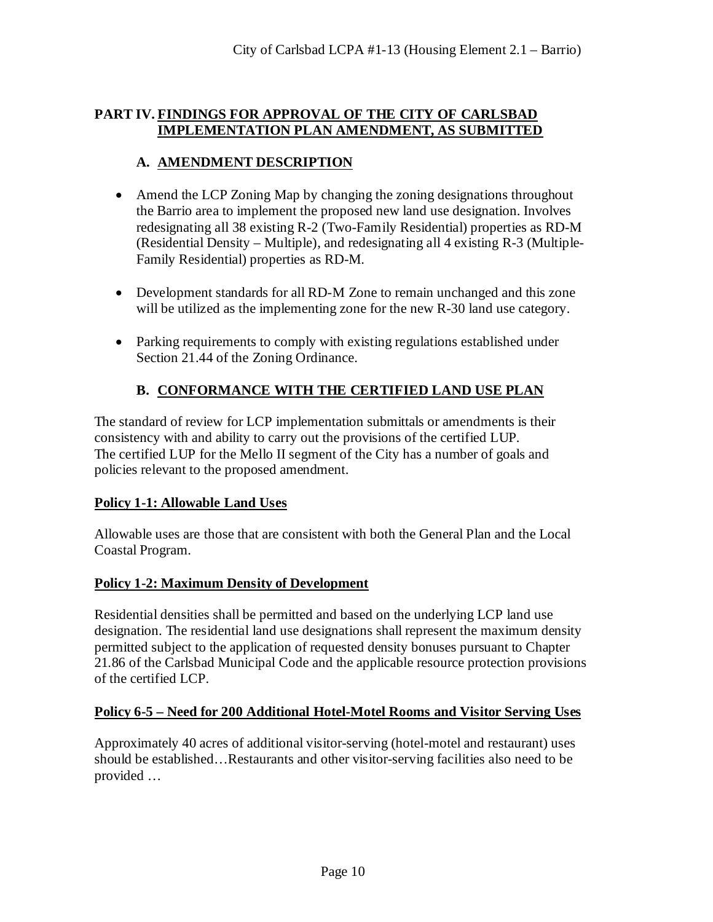## PART IV. FINDINGS FOR APPROVAL OF THE CITY OF CARLSBAD IMPLEMENTATION PLAN AMENDMENT, AS SUBMITTED

### A. AMENDMENT DESCRIPTION

- Amend the LCP Zoning Map by changing the zoning designations throughout the Barrio area to implement the proposed new land use designation. Involves redesignating all 38 existing R-2 (Two-Family Residential) properties as RD-M (Residential Density – Multiple), and redesignating all 4 existing R-3 (Multiple-Family Residential) properties as RD-M.
- Development standards for all RD-M Zone to remain unchanged and this zone will be utilized as the implementing zone for the new R-30 land use category.
- Parking requirements to comply with existing regulations established under Section 21.44 of the Zoning Ordinance.

### B. CONFORMANCE WITH THE CERTIFIED LAND USE PLAN

The standard of review for LCP implementation submittals or amendments is their consistency with and ability to carry out the provisions of the certified LUP. The certified LUP for the Mello II segment of the City has a number of goals and policies relevant to the proposed amendment.

**Policy 1-1: Allowable Land Uses**

Allowable uses are those that are consistent with both the General Plan and the Local Coastal Program.

**Policy 1-2: Maximum Density of Development**

Residential densities shall be permitted and based on the underlying LCP land use designation. The residential land use designations shall represent the maximum density permitted subject to the application of requested density bonuses pursuant to Chapter 21.86 of the Carlsbad Municipal Code and the applicable resource protection provisions of the certified LCP.

**Policy 6-5 – Need for 200 Additional Hotel-Motel Rooms and Visitor Serving Uses**

Approximately 40 acres of additional visitor-serving (hotel-motel and restaurant) uses should be established…Restaurants and other visitor-serving facilities also need to be provided …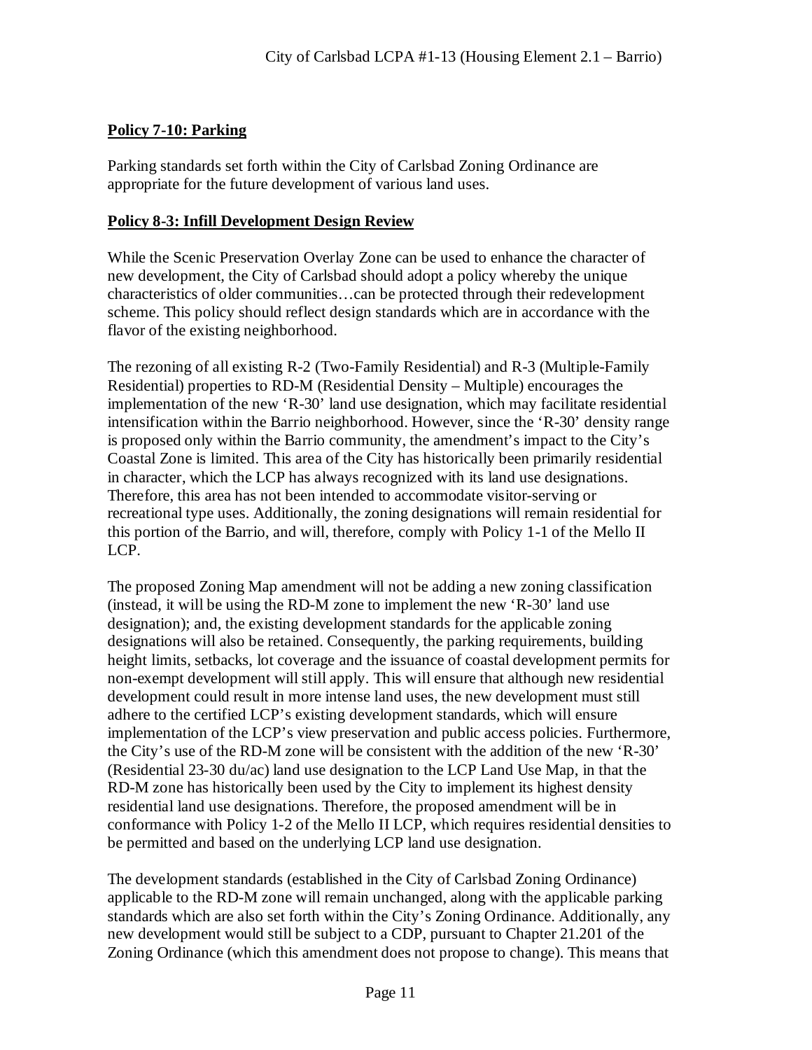**Policy 7-10: Parking**

Parking standards set forth within the City of Carlsbad Zoning Ordinance are appropriate for the future development of various land uses.

**Policy 8-3: Infill Development Design Review**

While the Scenic Preservation Overlay Zone can be used to enhance the character of new development, the City of Carlsbad should adopt a policy whereby the unique characteristics of older communities…can be protected through their redevelopment scheme. This policy should reflect design standards which are in accordance with the flavor of the existing neighborhood.

The rezoning of all existing R-2 (Two-Family Residential) and R-3 (Multiple-Family Residential) properties to RD-M (Residential Density – Multiple) encourages the implementation of the new 'R-30' land use designation, which may facilitate residential intensification within the Barrio neighborhood. However, since the 'R-30' density range is proposed only within the Barrio community, the amendment's impact to the City's Coastal Zone is limited. This area of the City has historically been primarily residential in character, which the LCP has always recognized with its land use designations. Therefore, this area has not been intended to accommodate visitor-serving or recreational type uses. Additionally, the zoning designations will remain residential for this portion of the Barrio, and will, therefore, comply with Policy 1-1 of the Mello II LCP.

The proposed Zoning Map amendment will not be adding a new zoning classification (instead, it will be using the RD-M zone to implement the new 'R-30' land use designation); and, the existing development standards for the applicable zoning designations will also be retained. Consequently, the parking requirements, building height limits, setbacks, lot coverage and the issuance of coastal development permits for non-exempt development will still apply. This will ensure that although new residential development could result in more intense land uses, the new development must still adhere to the certified LCP's existing development standards, which will ensure implementation of the LCP's view preservation and public access policies. Furthermore, the City's use of the RD-M zone will be consistent with the addition of the new 'R-30' (Residential 23-30 du/ac) land use designation to the LCP Land Use Map, in that the RD-M zone has historically been used by the City to implement its highest density residential land use designations. Therefore, the proposed amendment will be in conformance with Policy 1-2 of the Mello II LCP, which requires residential densities to be permitted and based on the underlying LCP land use designation.

The development standards (established in the City of Carlsbad Zoning Ordinance) applicable to the RD-M zone will remain unchanged, along with the applicable parking standards which are also set forth within the City's Zoning Ordinance. Additionally, any new development would still be subject to a CDP, pursuant to Chapter 21.201 of the Zoning Ordinance (which this amendment does not propose to change). This means that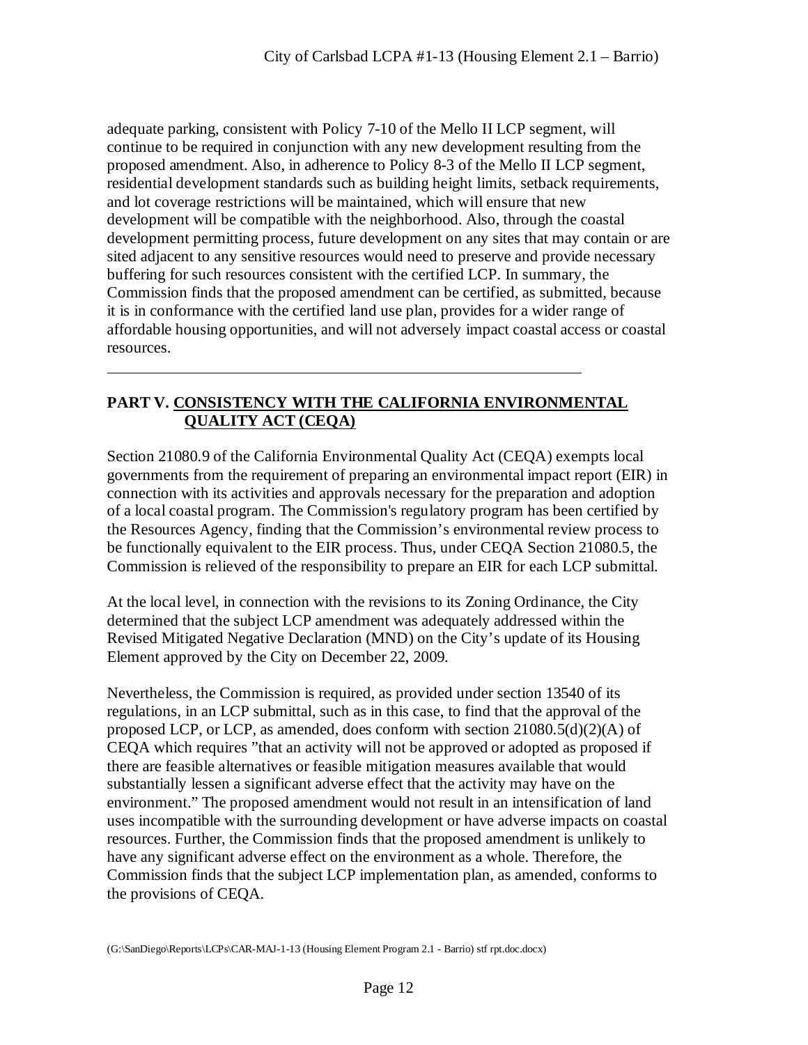adequate parking, consistent with Policy 7-10 of the Mello II LCP segment, will continue to be required in conjunction with any new development resulting from the proposed amendment. Also, in adherence to Policy 8-3 of the Mello II LCP segment, residential development standards such as building height limits, setback requirements, and lot coverage restrictions will be maintained, which will ensure that new development will be compatible with the neighborhood. Also, through the coastal development permitting process, future development on any sites that may contain or are sited adjacent to any sensitive resources would need to preserve and provide necessary buffering for such resources consistent with the certified LCP. In summary, the Commission finds that the proposed amendment can be certified, as submitted, because it is in conformance with the certified land use plan, provides for a wider range of affordable housing opportunities, and will not adversely impact coastal access or coastal resources.

---

## PART V. CONSISTENCY WITH THE CALIFORNIA ENVIRONMENTAL QUALITY ACT (CEQA)

Section 21080.9 of the California Environmental Quality Act (CEQA) exempts local governments from the requirement of preparing an environmental impact report (EIR) in connection with its activities and approvals necessary for the preparation and adoption of a local coastal program. The Commission's regulatory program has been certified by the Resources Agency, finding that the Commission's environmental review process to be functionally equivalent to the EIR process. Thus, under CEQA Section 21080.5, the Commission is relieved of the responsibility to prepare an EIR for each LCP submittal.

At the local level, in connection with the revisions to its Zoning Ordinance, the City determined that the subject LCP amendment was adequately addressed within the Revised Mitigated Negative Declaration (MND) on the City's update of its Housing Element approved by the City on December 22, 2009.

Nevertheless, the Commission is required, as provided under section 13540 of its regulations, in an LCP submittal, such as in this case, to find that the approval of the proposed LCP, or LCP, as amended, does conform with section 21080.5(d)(2)(A) of CEQA which requires "that an activity will not be approved or adopted as proposed if there are feasible alternatives or feasible mitigation measures available that would substantially lessen a significant adverse effect that the activity may have on the environment." The proposed amendment would not result in an intensification of land uses incompatible with the surrounding development or have adverse impacts on coastal resources. Further, the Commission finds that the proposed amendment is unlikely to have any significant adverse effect on the environment as a whole. Therefore, the Commission finds that the subject LCP implementation plan, as amended, conforms to the provisions of CEQA.

(G:\SanDiego\Reports\LCPs\CAR-MAJ-1-13 (Housing Element Program 2.1 - Barrio) stf rpt.doc.docx)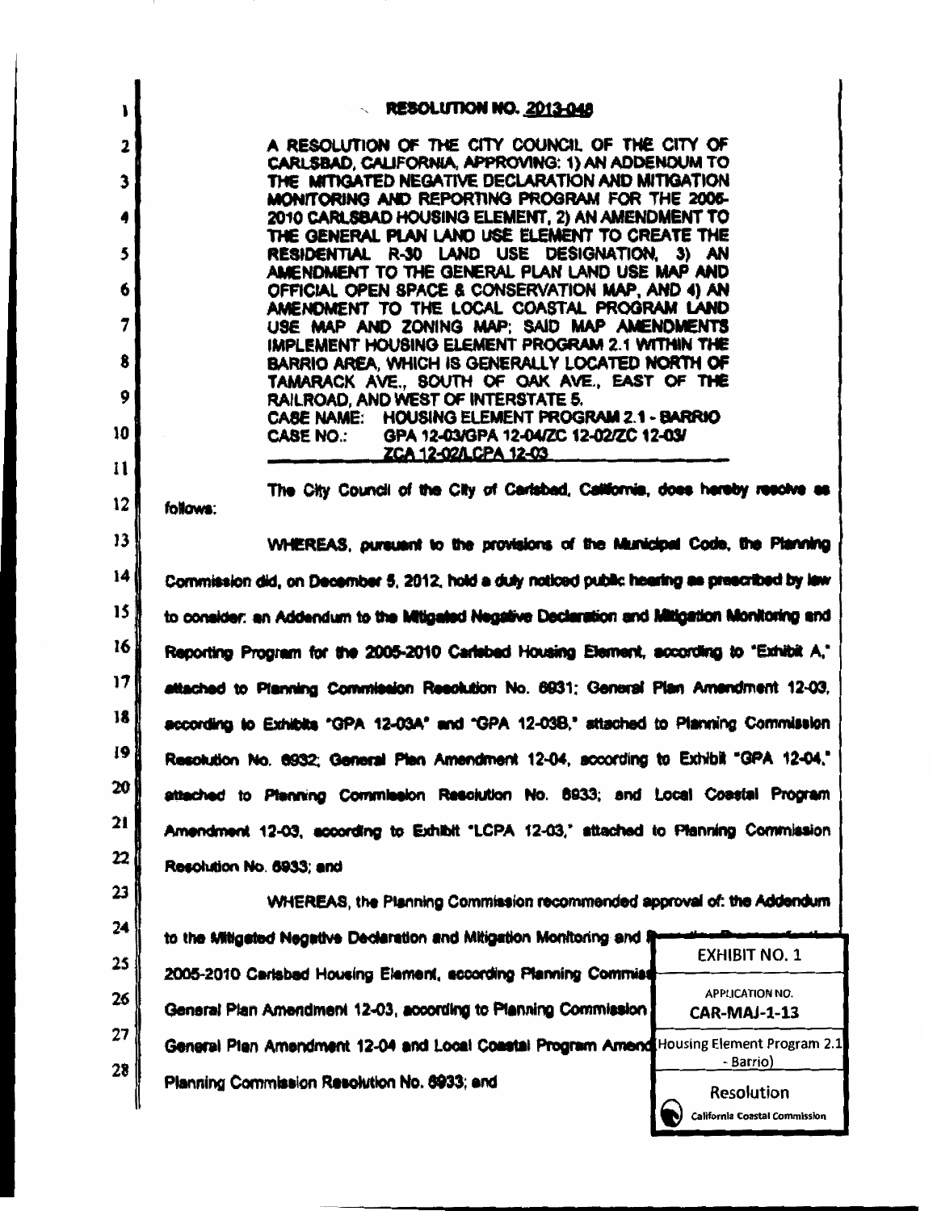**RESOLUTION NO. 2013-048**

A RESOLUTION OF THE CITY COUNCIL OF THE CITY OF CARLSBAD, CALIFORNIA, APPROVING: 1) AN ADDENDUM TO THE MITIGATED NEGATIVE DECLARATION AND MITIGATION MONITORING AND REPORTING PROGRAM FOR THE 2005-2010 CARLSBAD HOUSING ELEMENT, 2) AN AMENDMENT TO THE GENERAL PLAN LAND USE ELEMENT TO CREATE THE RESIDENTIAL R-30 LAND USE DESIGNATION, 3) AN AMENDMENT TO THE GENERAL PLAN LAND USE MAP AND OFFICIAL OPEN SPACE & CONSERVATION MAP, AND 4) AN AMENDMENT TO THE LOCAL COASTAL PROGRAM LAND USE MAP AND ZONING MAP; SAID MAP AMENDMENTS IMPLEMENT HOUSING ELEMENT PROGRAM 2.1 WITHIN THE BARRIO AREA, WHICH IS GENERALLY LOCATED NORTH OF TAMARACK AVE., SOUTH OF OAK AVE., EAST OF THE RAILROAD, AND WEST OF INTERSTATE 5.
CASE NAME: HOUSING ELEMENT PROGRAM 2.1 - BARRIO
CASE NO.: GPA 12-03/GPA 12-04/ZC 12-02/ZC 12-03/ ZCA 12-02/LCPA 12-03

The City Council of the City of Carlsbad, California, does hereby resolve as follows:

WHEREAS, pursuant to the provisions of the Municipal Code, the Planning Commission did, on December 5, 2012, hold a duly noticed public hearing as prescribed by law to consider: an Addendum to the Mitigated Negative Declaration and Mitigation Monitoring and Reporting Program for the 2005-2010 Carlsbad Housing Element, according to "Exhibit A," attached to Planning Commission Resolution No. 6931; General Plan Amendment 12-03, according to Exhibits "GPA 12-03A" and "GPA 12-03B," attached to Planning Commission Resolution No. 6932; General Plan Amendment 12-04, according to Exhibit "GPA 12-04," attached to Planning Commission Resolution No. 6933; and Local Coastal Program Amendment 12-03, according to Exhibit "LCPA 12-03," attached to Planning Commission Resolution No. 6933; and

WHEREAS, the Planning Commission recommended approval of: the Addendum to the Mitigated Negative Declaration and Mitigation Monitoring and Reporting Program for the 2005-2010 Carlsbad Housing Element, according Planning Commission Resolution No. 6931; General Plan Amendment 12-03, according to Planning Commission Resolution No. 6932; General Plan Amendment 12-04 and Local Coastal Program Amendment 12-03, according to Planning Commission Resolution No. 6933; and

EXHIBIT NO. 1
APPLICATION NO. CAR-MAJ-1-13
Housing Element Program 2.1 - Barrio)
Resolution
California Coastal Commission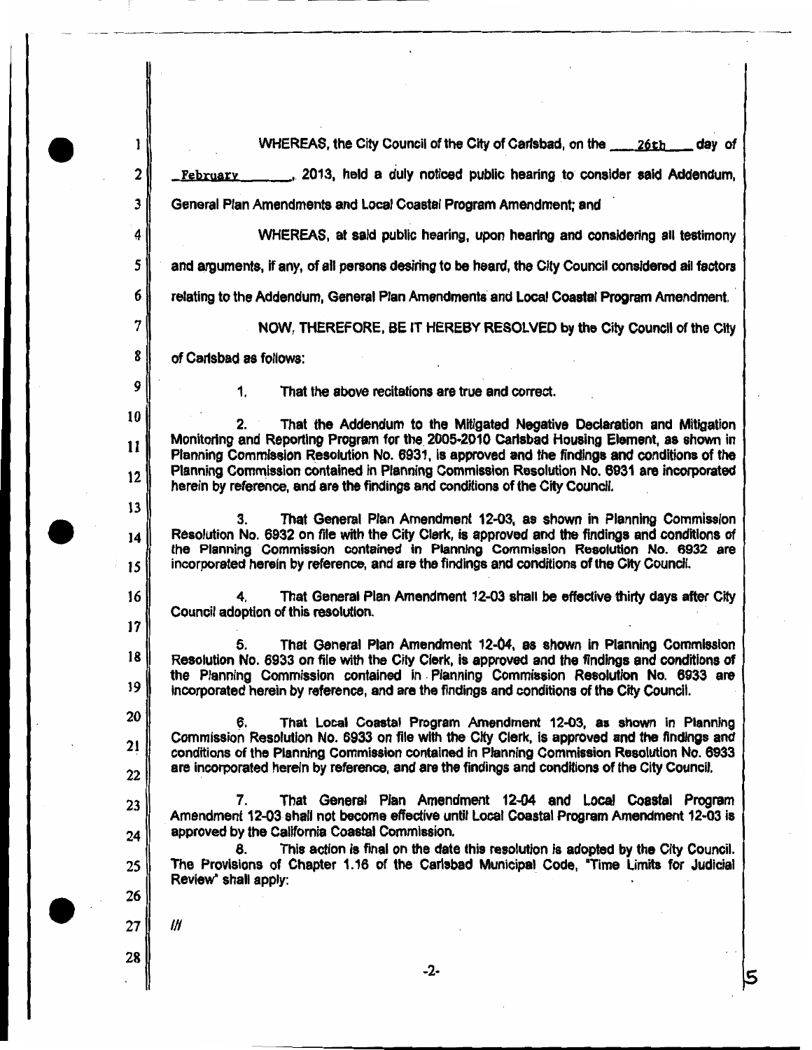WHEREAS, the City Council of the City of Carlsbad, on the 26th day of February, 2013, held a duly noticed public hearing to consider said Addendum, General Plan Amendments and Local Coastal Program Amendment; and

WHEREAS, at said public hearing, upon hearing and considering all testimony and arguments, if any, of all persons desiring to be heard, the City Council considered all factors relating to the Addendum, General Plan Amendments and Local Coastal Program Amendment.

NOW, THEREFORE, BE IT HEREBY RESOLVED by the City Council of the City of Carlsbad as follows:

1. That the above recitations are true and correct.

2. That the Addendum to the Mitigated Negative Declaration and Mitigation Monitoring and Reporting Program for the 2005-2010 Carlsbad Housing Element, as shown in Planning Commission Resolution No. 6931, is approved and the findings and conditions of the Planning Commission contained in Planning Commission Resolution No. 6931 are incorporated herein by reference, and are the findings and conditions of the City Council.

3. That General Plan Amendment 12-03, as shown in Planning Commission Resolution No. 6932 on file with the City Clerk, is approved and the findings and conditions of the Planning Commission contained in Planning Commission Resolution No. 6932 are incorporated herein by reference, and are the findings and conditions of the City Council.

4. That General Plan Amendment 12-03 shall be effective thirty days after City Council adoption of this resolution.

5. That General Plan Amendment 12-04, as shown in Planning Commission Resolution No. 6933 on file with the City Clerk, is approved and the findings and conditions of the Planning Commission contained in Planning Commission Resolution No. 6933 are incorporated herein by reference, and are the findings and conditions of the City Council.

6. That Local Coastal Program Amendment 12-03, as shown in Planning Commission Resolution No. 6933 on file with the City Clerk, is approved and the findings and conditions of the Planning Commission contained in Planning Commission Resolution No. 6933 are incorporated herein by reference, and are the findings and conditions of the City Council.

7. That General Plan Amendment 12-04 and Local Coastal Program Amendment 12-03 shall not become effective until Local Coastal Program Amendment 12-03 is approved by the California Coastal Commission.

8. This action is final on the date this resolution is adopted by the City Council. The Provisions of Chapter 1.16 of the Carlsbad Municipal Code, "Time Limits for Judicial Review" shall apply:

///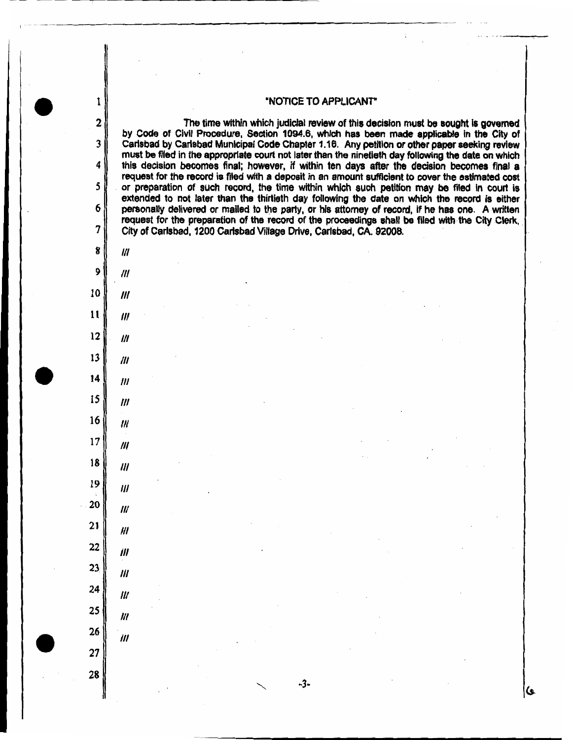"NOTICE TO APPLICANT"

The time within which judicial review of this decision must be sought is governed by Code of Civil Procedure, Section 1094.6, which has been made applicable in the City of Carlsbad by Carlsbad Municipal Code Chapter 1.16. Any petition or other paper seeking review must be filed in the appropriate court not later than the ninetieth day following the date on which this decision becomes final; however, if within ten days after the decision becomes final a request for the record is filed with a deposit in an amount sufficient to cover the estimated cost or preparation of such record, the time within which such petition may be filed in court is extended to not later than the thirtieth day following the date on which the record is either personally delivered or mailed to the party, or his attorney of record, if he has one. A written request for the preparation of the record of the proceedings shall be filed with the City Clerk, City of Carlsbad, 1200 Carlsbad Village Drive, Carlsbad, CA. 92008.

///

///

///

///

///

///

///

///

///

///

///

///

///

///

///

///

///

///

///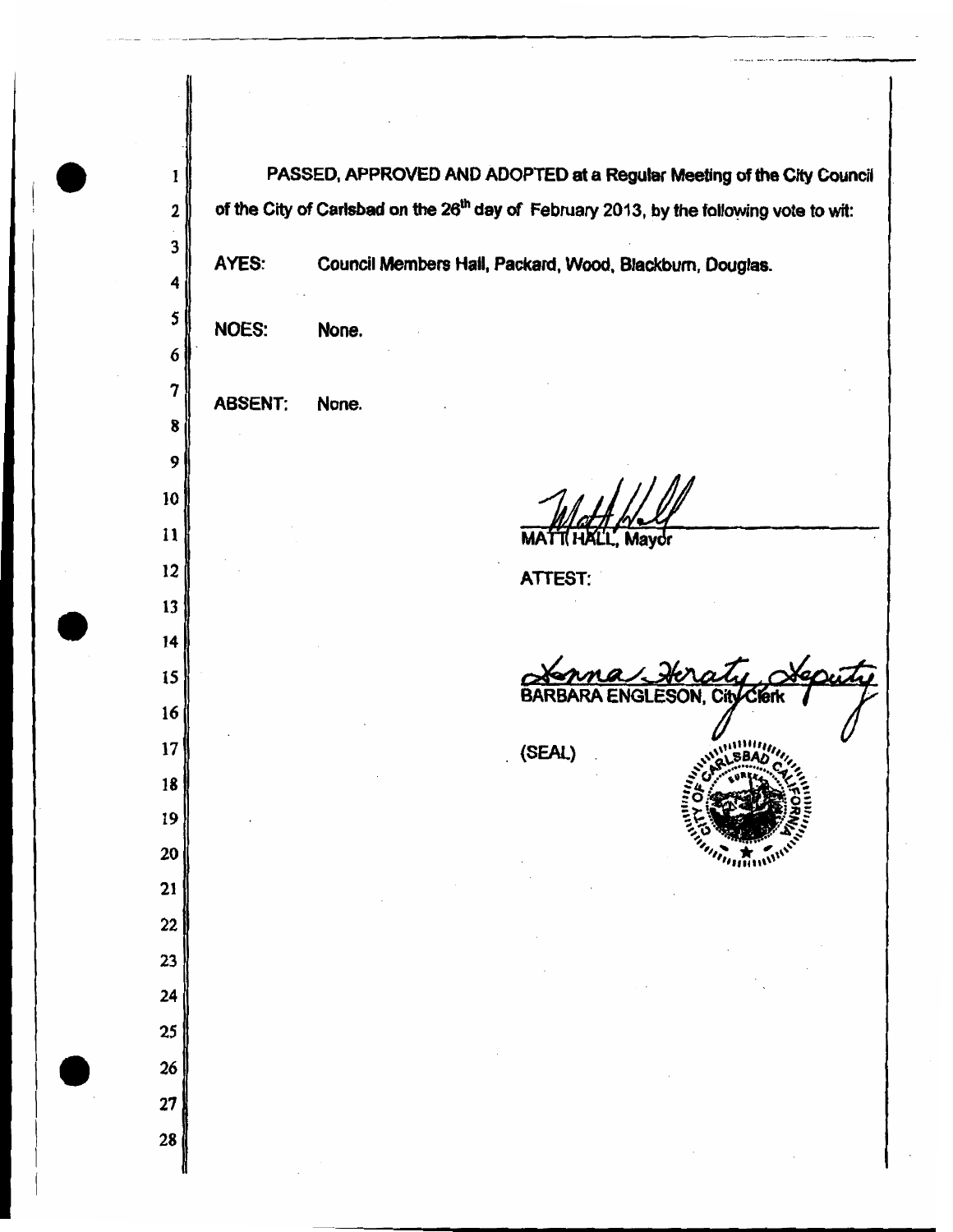PASSED, APPROVED AND ADOPTED at a Regular Meeting of the City Council of the City of Carlsbad on the 26th day of February 2013, by the following vote to wit:

AYES: Council Members Hall, Packard, Wood, Blackburn, Douglas.

NOES: None.

ABSENT: None.

MATT HALL, Mayor

ATTEST:

BARBARA ENGLESON, City Clerk

(SEAL)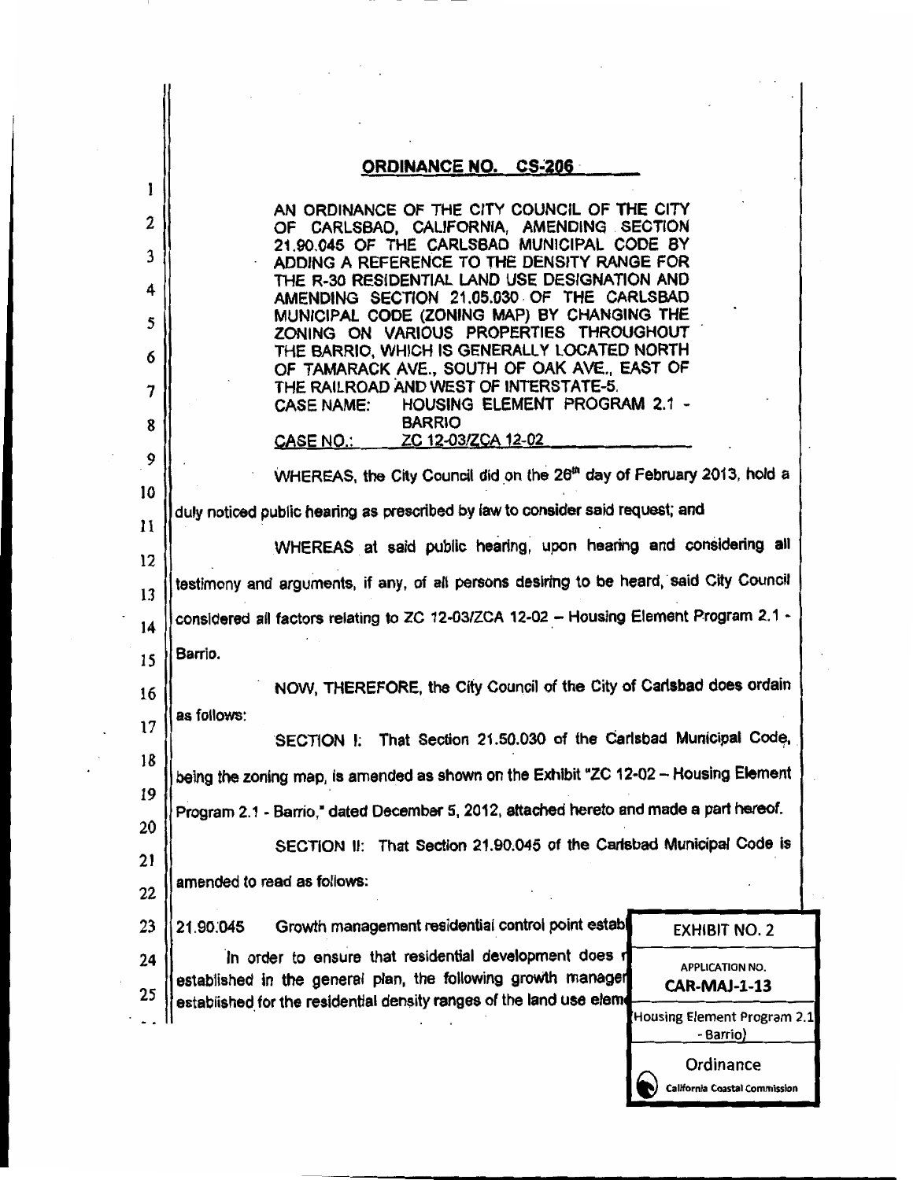## ORDINANCE NO. CS-206

AN ORDINANCE OF THE CITY COUNCIL OF THE CITY OF CARLSBAD, CALIFORNIA, AMENDING SECTION 21.90.045 OF THE CARLSBAD MUNICIPAL CODE BY ADDING A REFERENCE TO THE DENSITY RANGE FOR THE R-30 RESIDENTIAL LAND USE DESIGNATION AND AMENDING SECTION 21.05.030 OF THE CARLSBAD MUNICIPAL CODE (ZONING MAP) BY CHANGING THE ZONING ON VARIOUS PROPERTIES THROUGHOUT THE BARRIO, WHICH IS GENERALLY LOCATED NORTH OF TAMARACK AVE., SOUTH OF OAK AVE., EAST OF THE RAILROAD AND WEST OF INTERSTATE-5.

CASE NAME: HOUSING ELEMENT PROGRAM 2.1 - BARRIO

CASE NO.: ZC 12-03/ZCA 12-02

WHEREAS, the City Council did on the 26th day of February 2013, hold a duly noticed public hearing as prescribed by law to consider said request; and

WHEREAS at said public hearing, upon hearing and considering all testimony and arguments, if any, of all persons desiring to be heard, said City Council considered all factors relating to ZC 12-03/ZCA 12-02 – Housing Element Program 2.1 - Barrio.

NOW, THEREFORE, the City Council of the City of Carlsbad does ordain as follows:

SECTION I: That Section 21.50.030 of the Carlsbad Municipal Code, being the zoning map, is amended as shown on the Exhibit "ZC 12-02 – Housing Element Program 2.1 - Barrio," dated December 5, 2012, attached hereto and made a part hereof.

SECTION II: That Section 21.90.045 of the Carlsbad Municipal Code is amended to read as follows:

21.90.045 Growth management residential control point estab

In order to ensure that residential development does r established in the general plan, the following growth manager established for the residential density ranges of the land use elem

EXHIBIT NO. 2

APPLICATION NO.
CAR-MAJ-1-13

(Housing Element Program 2.1 - Barrio)

Ordinance

California Coastal Commission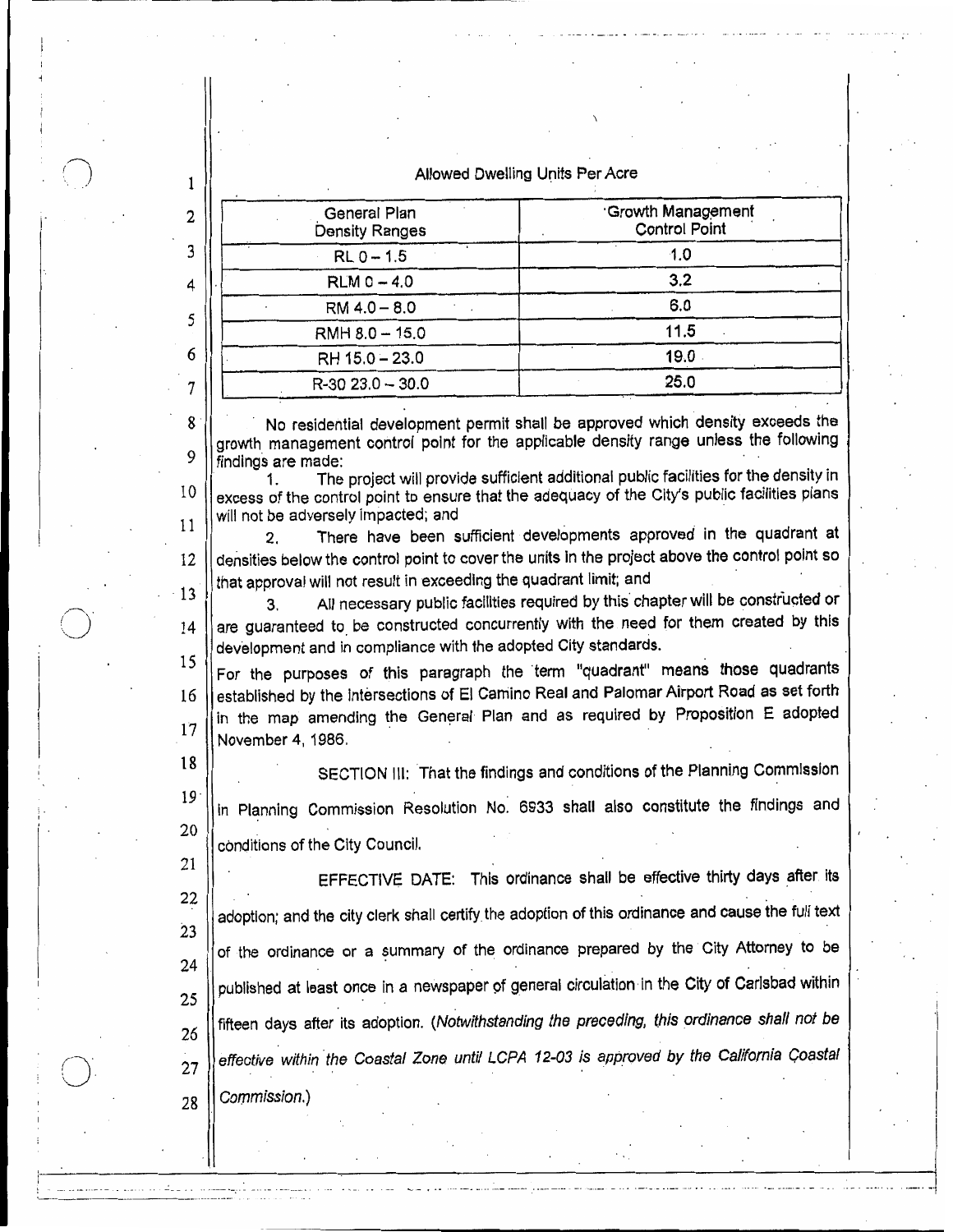Allowed Dwelling Units Per Acre

| General Plan Density Ranges | Growth Management Control Point |
|---|---|
| RL 0 – 1.5 | 1.0 |
| RLM 0 – 4.0 | 3.2 |
| RM 4.0 – 8.0 | 6.0 |
| RMH 8.0 – 15.0 | 11.5 |
| RH 15.0 – 23.0 | 19.0 |
| R-30 23.0 – 30.0 | 25.0 |

No residential development permit shall be approved which density exceeds the growth management control point for the applicable density range unless the following findings are made:

1. The project will provide sufficient additional public facilities for the density in excess of the control point to ensure that the adequacy of the City's public facilities plans will not be adversely impacted; and

2. There have been sufficient developments approved in the quadrant at densities below the control point to cover the units in the project above the control point so that approval will not result in exceeding the quadrant limit; and

3. All necessary public facilities required by this chapter will be constructed or are guaranteed to be constructed concurrently with the need for them created by this development and in compliance with the adopted City standards.

For the purposes of this paragraph the term "quadrant" means those quadrants established by the intersections of El Camino Real and Palomar Airport Road as set forth in the map amending the General Plan and as required by Proposition E adopted November 4, 1986.

SECTION III: That the findings and conditions of the Planning Commission in Planning Commission Resolution No. 6933 shall also constitute the findings and conditions of the City Council.

EFFECTIVE DATE: This ordinance shall be effective thirty days after its adoption; and the city clerk shall certify the adoption of this ordinance and cause the full text of the ordinance or a summary of the ordinance prepared by the City Attorney to be published at least once in a newspaper of general circulation in the City of Carlsbad within fifteen days after its adoption. (*Notwithstanding the preceding, this ordinance shall not be effective within the Coastal Zone until LCPA 12-03 is approved by the California Coastal Commission.*)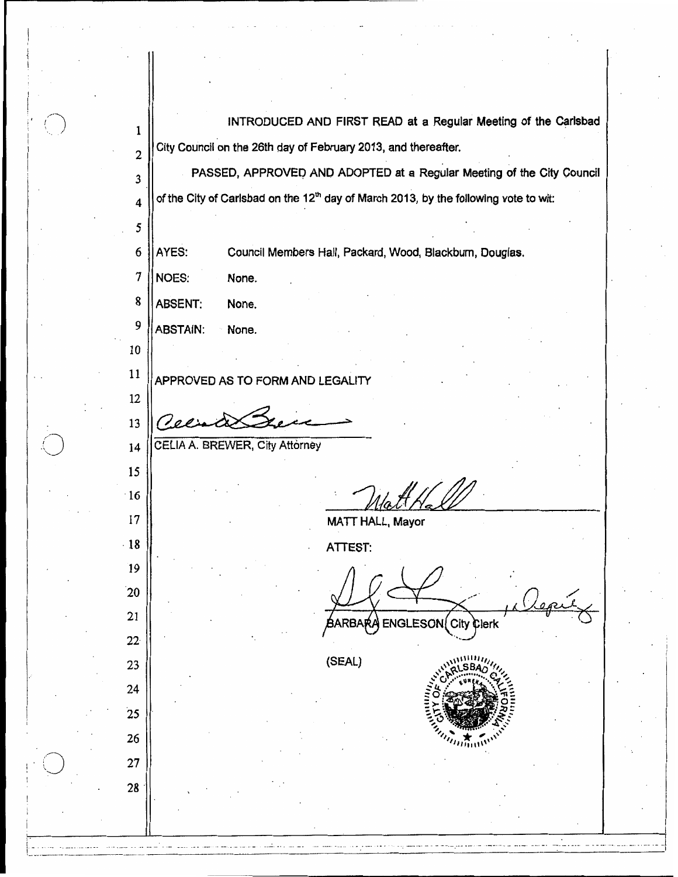INTRODUCED AND FIRST READ at a Regular Meeting of the Carlsbad City Council on the 26th day of February 2013, and thereafter.

PASSED, APPROVED AND ADOPTED at a Regular Meeting of the City Council of the City of Carlsbad on the 12th day of March 2013, by the following vote to wit:

AYES: Council Members Hall, Packard, Wood, Blackburn, Douglas.

NOES: None.

ABSENT: None.

ABSTAIN: None.

APPROVED AS TO FORM AND LEGALITY

CELIA A. BREWER, City Attorney

MATT HALL, Mayor

ATTEST:

BARBARA ENGLESON, City Clerk

(SEAL)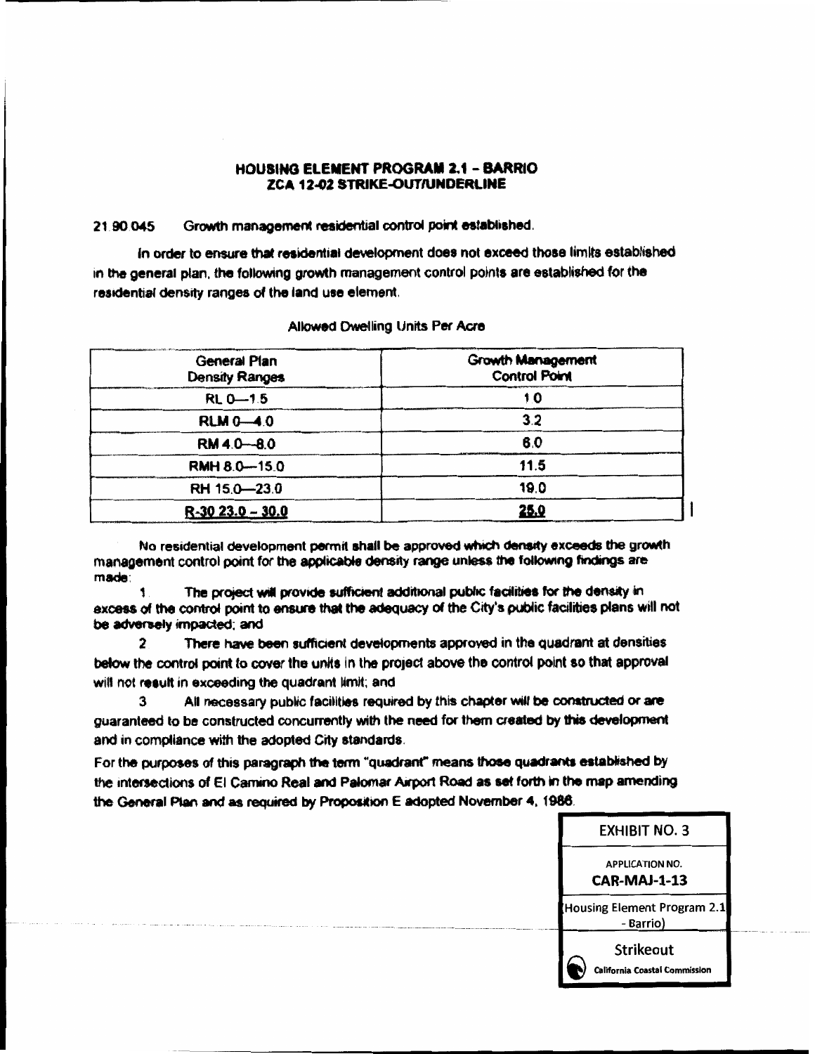**HOUSING ELEMENT PROGRAM 2.1 – BARRIO**
**ZCA 12-02 STRIKE-OUT/UNDERLINE**

21.90.045 Growth management residential control point established.

In order to ensure that residential development does not exceed those limits established in the general plan, the following growth management control points are established for the residential density ranges of the land use element.

Allowed Dwelling Units Per Acre

| General Plan Density Ranges | Growth Management Control Point |
|---|---|
| RL 0—1.5 | 1.0 |
| RLM 0—4.0 | 3.2 |
| RM 4.0—8.0 | 6.0 |
| RMH 8.0—15.0 | 11.5 |
| RH 15.0—23.0 | 19.0 |
| <u>R-30 23.0 – 30.0</u> | <u>25.0</u> |

No residential development permit shall be approved which density exceeds the growth management control point for the applicable density range unless the following findings are made:

1. The project will provide sufficient additional public facilities for the density in excess of the control point to ensure that the adequacy of the City's public facilities plans will not be adversely impacted; and

2. There have been sufficient developments approved in the quadrant at densities below the control point to cover the units in the project above the control point so that approval will not result in exceeding the quadrant limit; and

3. All necessary public facilities required by this chapter will be constructed or are guaranteed to be constructed concurrently with the need for them created by this development and in compliance with the adopted City standards.

For the purposes of this paragraph the term "quadrant" means those quadrants established by the intersections of El Camino Real and Palomar Airport Road as set forth in the map amending the General Plan and as required by Proposition E adopted November 4, 1986.

EXHIBIT NO. 3

APPLICATION NO.
CAR-MAJ-1-13

(Housing Element Program 2.1 - Barrio)

Strikeout

California Coastal Commission